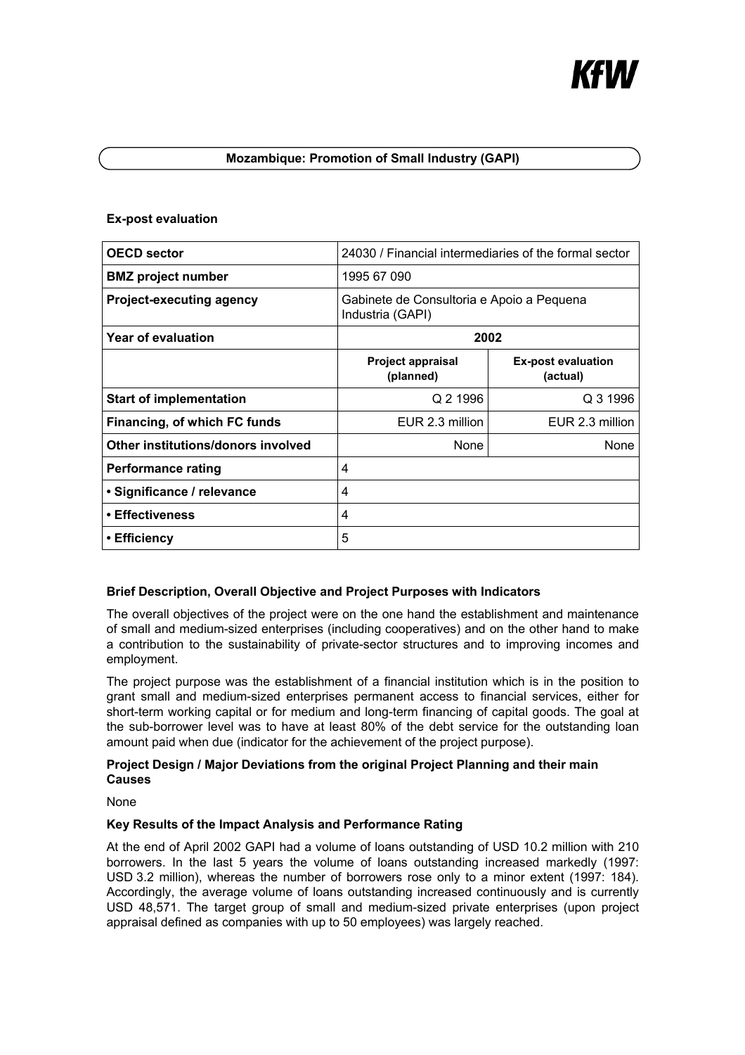# Mozambique: Promotion of Small Industry (GAPI)

## Ex-post evaluation

| OECD sector | 24030 / Financial intermediaries of the formal sector | |
|---|---|---|
| **BMZ project number** | 1995 67 090 | |
| **Project-executing agency** | Gabinete de Consultoria e Apoio a Pequena Industria (GAPI) | |
| **Year of evaluation** | 2002 | |
| | **Project appraisal (planned)** | **Ex-post evaluation (actual)** |
| **Start of implementation** | Q 2 1996 | Q 3 1996 |
| **Financing, of which FC funds** | EUR 2.3 million | EUR 2.3 million |
| **Other institutions/donors involved** | None | None |
| **Performance rating** | 4 | |
| **• Significance / relevance** | 4 | |
| **• Effectiveness** | 4 | |
| **• Efficiency** | 5 | |

### Brief Description, Overall Objective and Project Purposes with Indicators

The overall objectives of the project were on the one hand the establishment and maintenance of small and medium-sized enterprises (including cooperatives) and on the other hand to make a contribution to the sustainability of private-sector structures and to improving incomes and employment.

The project purpose was the establishment of a financial institution which is in the position to grant small and medium-sized enterprises permanent access to financial services, either for short-term working capital or for medium and long-term financing of capital goods. The goal at the sub-borrower level was to have at least 80% of the debt service for the outstanding loan amount paid when due (indicator for the achievement of the project purpose).

### Project Design / Major Deviations from the original Project Planning and their main Causes

None

### Key Results of the Impact Analysis and Performance Rating

At the end of April 2002 GAPI had a volume of loans outstanding of USD 10.2 million with 210 borrowers. In the last 5 years the volume of loans outstanding increased markedly (1997: USD 3.2 million), whereas the number of borrowers rose only to a minor extent (1997: 184). Accordingly, the average volume of loans outstanding increased continuously and is currently USD 48,571. The target group of small and medium-sized private enterprises (upon project appraisal defined as companies with up to 50 employees) was largely reached.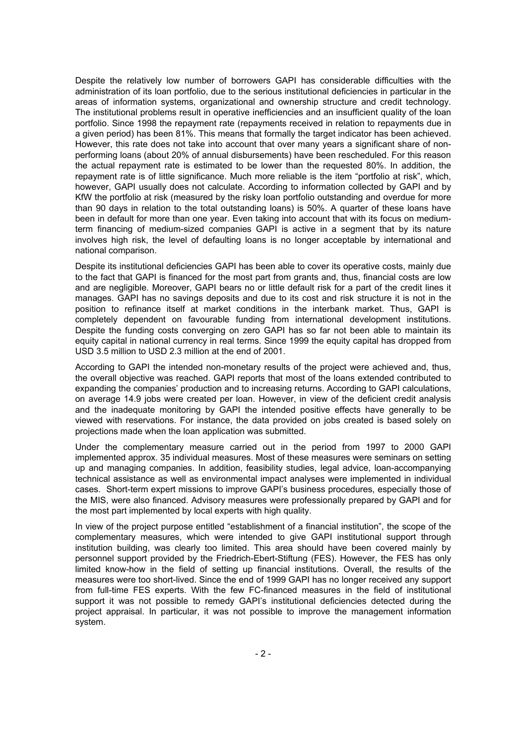Despite the relatively low number of borrowers GAPI has considerable difficulties with the administration of its loan portfolio, due to the serious institutional deficiencies in particular in the areas of information systems, organizational and ownership structure and credit technology. The institutional problems result in operative inefficiencies and an insufficient quality of the loan portfolio. Since 1998 the repayment rate (repayments received in relation to repayments due in a given period) has been 81%. This means that formally the target indicator has been achieved. However, this rate does not take into account that over many years a significant share of non-performing loans (about 20% of annual disbursements) have been rescheduled. For this reason the actual repayment rate is estimated to be lower than the requested 80%. In addition, the repayment rate is of little significance. Much more reliable is the item "portfolio at risk", which, however, GAPI usually does not calculate. According to information collected by GAPI and by KfW the portfolio at risk (measured by the risky loan portfolio outstanding and overdue for more than 90 days in relation to the total outstanding loans) is 50%. A quarter of these loans have been in default for more than one year. Even taking into account that with its focus on medium-term financing of medium-sized companies GAPI is active in a segment that by its nature involves high risk, the level of defaulting loans is no longer acceptable by international and national comparison.

Despite its institutional deficiencies GAPI has been able to cover its operative costs, mainly due to the fact that GAPI is financed for the most part from grants and, thus, financial costs are low and are negligible. Moreover, GAPI bears no or little default risk for a part of the credit lines it manages. GAPI has no savings deposits and due to its cost and risk structure it is not in the position to refinance itself at market conditions in the interbank market. Thus, GAPI is completely dependent on favourable funding from international development institutions. Despite the funding costs converging on zero GAPI has so far not been able to maintain its equity capital in national currency in real terms. Since 1999 the equity capital has dropped from USD 3.5 million to USD 2.3 million at the end of 2001.

According to GAPI the intended non-monetary results of the project were achieved and, thus, the overall objective was reached. GAPI reports that most of the loans extended contributed to expanding the companies' production and to increasing returns. According to GAPI calculations, on average 14.9 jobs were created per loan. However, in view of the deficient credit analysis and the inadequate monitoring by GAPI the intended positive effects have generally to be viewed with reservations. For instance, the data provided on jobs created is based solely on projections made when the loan application was submitted.

Under the complementary measure carried out in the period from 1997 to 2000 GAPI implemented approx. 35 individual measures. Most of these measures were seminars on setting up and managing companies. In addition, feasibility studies, legal advice, loan-accompanying technical assistance as well as environmental impact analyses were implemented in individual cases. Short-term expert missions to improve GAPI's business procedures, especially those of the MIS, were also financed. Advisory measures were professionally prepared by GAPI and for the most part implemented by local experts with high quality.

In view of the project purpose entitled "establishment of a financial institution", the scope of the complementary measures, which were intended to give GAPI institutional support through institution building, was clearly too limited. This area should have been covered mainly by personnel support provided by the Friedrich-Ebert-Stiftung (FES). However, the FES has only limited know-how in the field of setting up financial institutions. Overall, the results of the measures were too short-lived. Since the end of 1999 GAPI has no longer received any support from full-time FES experts. With the few FC-financed measures in the field of institutional support it was not possible to remedy GAPI's institutional deficiencies detected during the project appraisal. In particular, it was not possible to improve the management information system.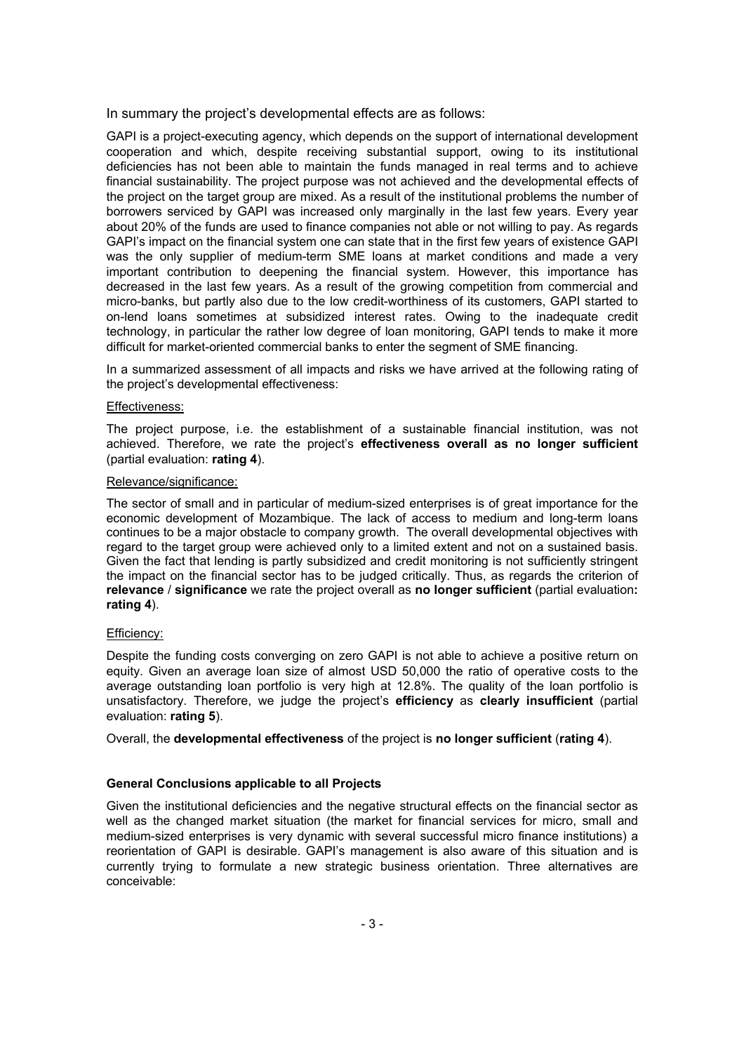In summary the project's developmental effects are as follows:

GAPI is a project-executing agency, which depends on the support of international development cooperation and which, despite receiving substantial support, owing to its institutional deficiencies has not been able to maintain the funds managed in real terms and to achieve financial sustainability. The project purpose was not achieved and the developmental effects of the project on the target group are mixed. As a result of the institutional problems the number of borrowers serviced by GAPI was increased only marginally in the last few years. Every year about 20% of the funds are used to finance companies not able or not willing to pay. As regards GAPI's impact on the financial system one can state that in the first few years of existence GAPI was the only supplier of medium-term SME loans at market conditions and made a very important contribution to deepening the financial system. However, this importance has decreased in the last few years. As a result of the growing competition from commercial and micro-banks, but partly also due to the low credit-worthiness of its customers, GAPI started to on-lend loans sometimes at subsidized interest rates. Owing to the inadequate credit technology, in particular the rather low degree of loan monitoring, GAPI tends to make it more difficult for market-oriented commercial banks to enter the segment of SME financing.

In a summarized assessment of all impacts and risks we have arrived at the following rating of the project's developmental effectiveness:

Effectiveness:

The project purpose, i.e. the establishment of a sustainable financial institution, was not achieved. Therefore, we rate the project's **effectiveness overall as no longer sufficient** (partial evaluation: **rating 4**).

Relevance/significance:

The sector of small and in particular of medium-sized enterprises is of great importance for the economic development of Mozambique. The lack of access to medium and long-term loans continues to be a major obstacle to company growth. The overall developmental objectives with regard to the target group were achieved only to a limited extent and not on a sustained basis. Given the fact that lending is partly subsidized and credit monitoring is not sufficiently stringent the impact on the financial sector has to be judged critically. Thus, as regards the criterion of **relevance** / **significance** we rate the project overall as **no longer sufficient** (partial evaluation**: rating 4**).

Efficiency:

Despite the funding costs converging on zero GAPI is not able to achieve a positive return on equity. Given an average loan size of almost USD 50,000 the ratio of operative costs to the average outstanding loan portfolio is very high at 12.8%. The quality of the loan portfolio is unsatisfactory. Therefore, we judge the project's **efficiency** as **clearly insufficient** (partial evaluation: **rating 5**).

Overall, the **developmental effectiveness** of the project is **no longer sufficient** (**rating 4**).

**General Conclusions applicable to all Projects**

Given the institutional deficiencies and the negative structural effects on the financial sector as well as the changed market situation (the market for financial services for micro, small and medium-sized enterprises is very dynamic with several successful micro finance institutions) a reorientation of GAPI is desirable. GAPI's management is also aware of this situation and is currently trying to formulate a new strategic business orientation. Three alternatives are conceivable: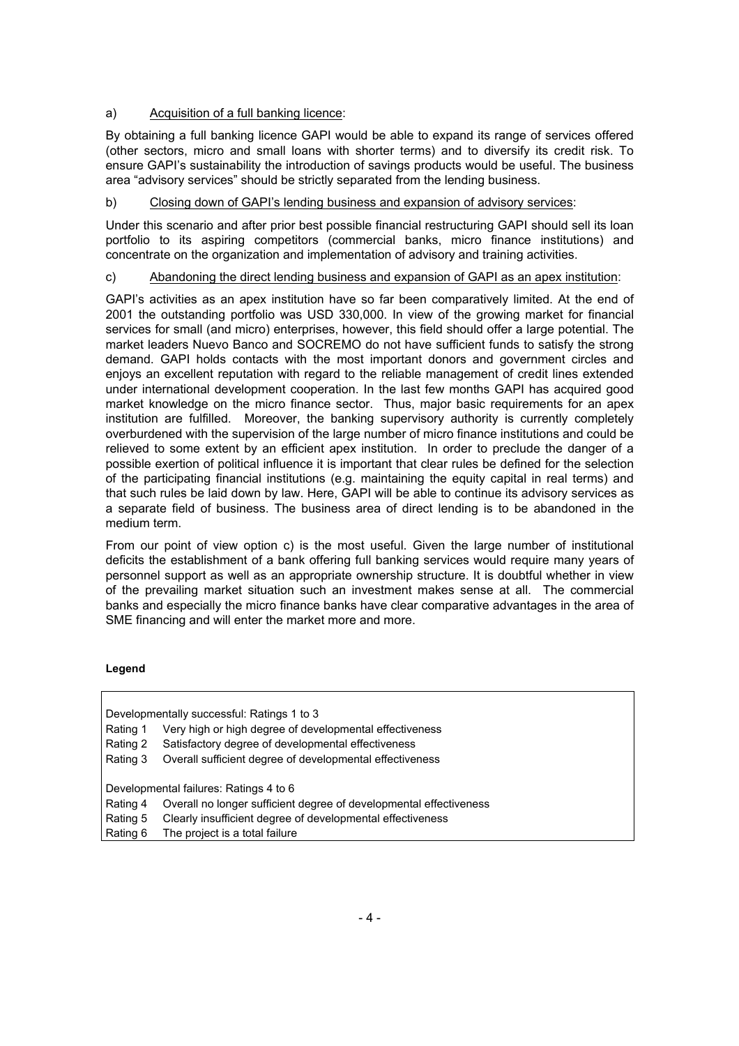a) Acquisition of a full banking licence:

By obtaining a full banking licence GAPI would be able to expand its range of services offered (other sectors, micro and small loans with shorter terms) and to diversify its credit risk. To ensure GAPI's sustainability the introduction of savings products would be useful. The business area "advisory services" should be strictly separated from the lending business.

b) Closing down of GAPI's lending business and expansion of advisory services:

Under this scenario and after prior best possible financial restructuring GAPI should sell its loan portfolio to its aspiring competitors (commercial banks, micro finance institutions) and concentrate on the organization and implementation of advisory and training activities.

c) Abandoning the direct lending business and expansion of GAPI as an apex institution:

GAPI's activities as an apex institution have so far been comparatively limited. At the end of 2001 the outstanding portfolio was USD 330,000. In view of the growing market for financial services for small (and micro) enterprises, however, this field should offer a large potential. The market leaders Nuevo Banco and SOCREMO do not have sufficient funds to satisfy the strong demand. GAPI holds contacts with the most important donors and government circles and enjoys an excellent reputation with regard to the reliable management of credit lines extended under international development cooperation. In the last few months GAPI has acquired good market knowledge on the micro finance sector. Thus, major basic requirements for an apex institution are fulfilled. Moreover, the banking supervisory authority is currently completely overburdened with the supervision of the large number of micro finance institutions and could be relieved to some extent by an efficient apex institution. In order to preclude the danger of a possible exertion of political influence it is important that clear rules be defined for the selection of the participating financial institutions (e.g. maintaining the equity capital in real terms) and that such rules be laid down by law. Here, GAPI will be able to continue its advisory services as a separate field of business. The business area of direct lending is to be abandoned in the medium term.

From our point of view option c) is the most useful. Given the large number of institutional deficits the establishment of a bank offering full banking services would require many years of personnel support as well as an appropriate ownership structure. It is doubtful whether in view of the prevailing market situation such an investment makes sense at all. The commercial banks and especially the micro finance banks have clear comparative advantages in the area of SME financing and will enter the market more and more.

**Legend**

Developmentally successful: Ratings 1 to 3

| | |
|---|---|
| Rating 1 | Very high or high degree of developmental effectiveness |
| Rating 2 | Satisfactory degree of developmental effectiveness |
| Rating 3 | Overall sufficient degree of developmental effectiveness |

Developmental failures: Ratings 4 to 6

| | |
|---|---|
| Rating 4 | Overall no longer sufficient degree of developmental effectiveness |
| Rating 5 | Clearly insufficient degree of developmental effectiveness |
| Rating 6 | The project is a total failure |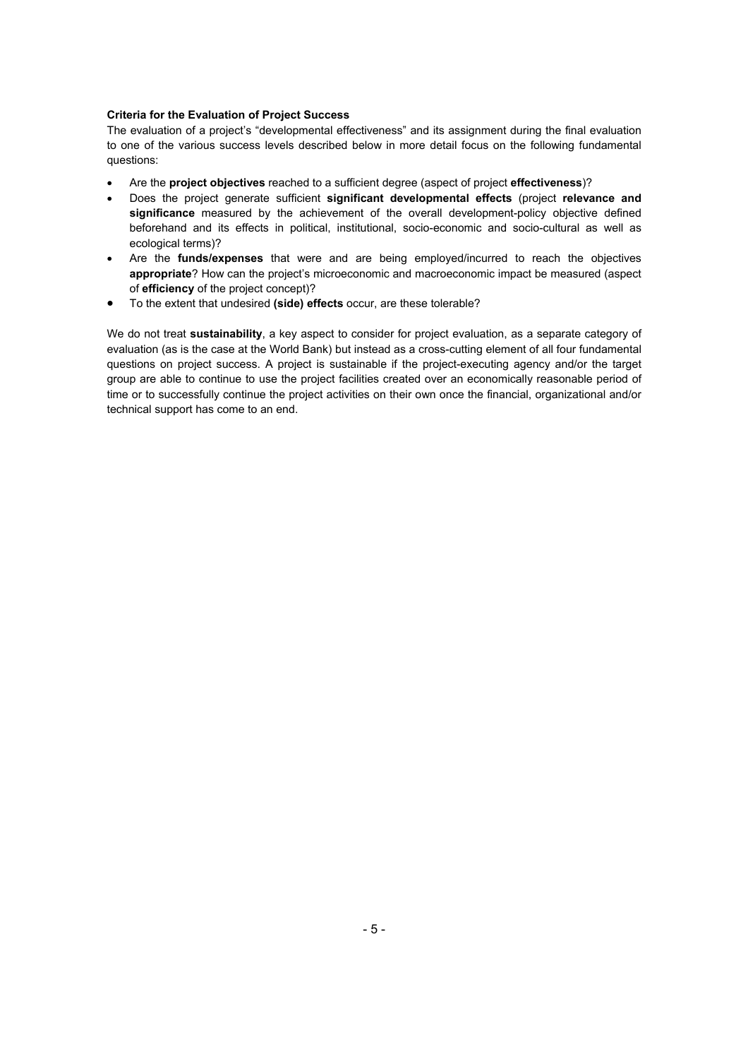**Criteria for the Evaluation of Project Success**

The evaluation of a project's "developmental effectiveness" and its assignment during the final evaluation to one of the various success levels described below in more detail focus on the following fundamental questions:

- Are the **project objectives** reached to a sufficient degree (aspect of project **effectiveness**)?
- Does the project generate sufficient **significant developmental effects** (project **relevance and significance** measured by the achievement of the overall development-policy objective defined beforehand and its effects in political, institutional, socio-economic and socio-cultural as well as ecological terms)?
- Are the **funds/expenses** that were and are being employed/incurred to reach the objectives **appropriate**? How can the project's microeconomic and macroeconomic impact be measured (aspect of **efficiency** of the project concept)?
- To the extent that undesired **(side) effects** occur, are these tolerable?

We do not treat **sustainability**, a key aspect to consider for project evaluation, as a separate category of evaluation (as is the case at the World Bank) but instead as a cross-cutting element of all four fundamental questions on project success. A project is sustainable if the project-executing agency and/or the target group are able to continue to use the project facilities created over an economically reasonable period of time or to successfully continue the project activities on their own once the financial, organizational and/or technical support has come to an end.